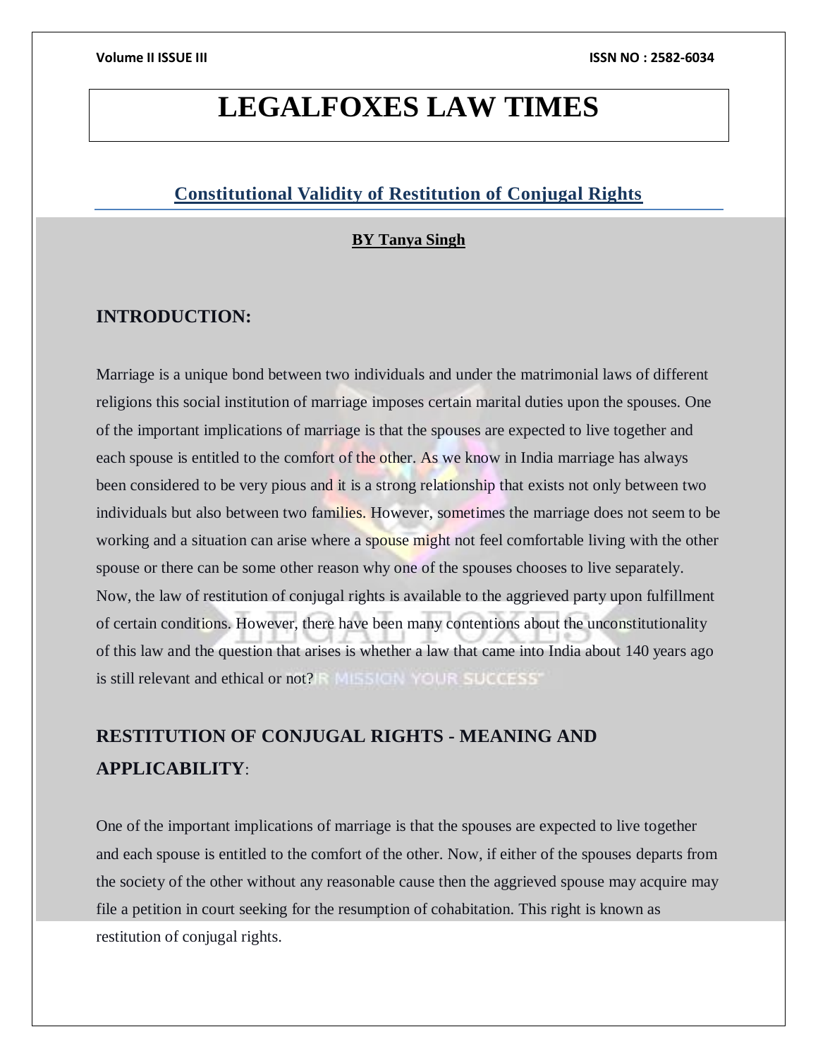# LEGALFOXES LAW TIMES

## Constitutional Validity of Restitution of Conjugal Rights

**BY Tanya Singh**

## INTRODUCTION:

Marriage is a unique bond between two individuals and under the matrimonial laws of different religions this social institution of marriage imposes certain marital duties upon the spouses. One of the important implications of marriage is that the spouses are expected to live together and each spouse is entitled to the comfort of the other. As we know in India marriage has always been considered to be very pious and it is a strong relationship that exists not only between two individuals but also between two families. However, sometimes the marriage does not seem to be working and a situation can arise where a spouse might not feel comfortable living with the other spouse or there can be some other reason why one of the spouses chooses to live separately. Now, the law of restitution of conjugal rights is available to the aggrieved party upon fulfillment of certain conditions. However, there have been many contentions about the unconstitutionality of this law and the question that arises is whether a law that came into India about 140 years ago is still relevant and ethical or not?

## RESTITUTION OF CONJUGAL RIGHTS - MEANING AND APPLICABILITY:

One of the important implications of marriage is that the spouses are expected to live together and each spouse is entitled to the comfort of the other. Now, if either of the spouses departs from the society of the other without any reasonable cause then the aggrieved spouse may acquire may file a petition in court seeking for the resumption of cohabitation. This right is known as restitution of conjugal rights.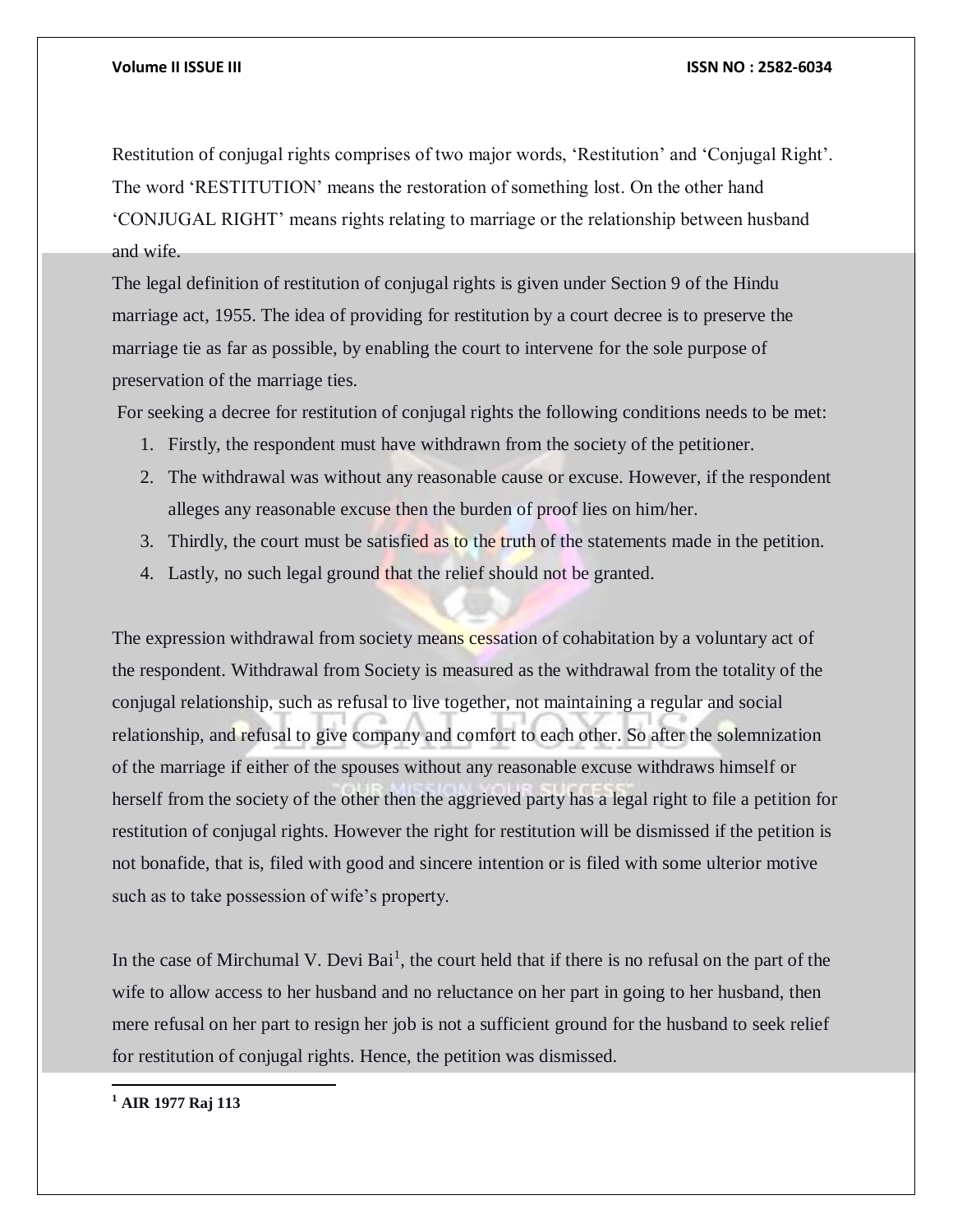Restitution of conjugal rights comprises of two major words, 'Restitution' and 'Conjugal Right'. The word 'RESTITUTION' means the restoration of something lost. On the other hand 'CONJUGAL RIGHT' means rights relating to marriage or the relationship between husband and wife.

The legal definition of restitution of conjugal rights is given under Section 9 of the Hindu marriage act, 1955. The idea of providing for restitution by a court decree is to preserve the marriage tie as far as possible, by enabling the court to intervene for the sole purpose of preservation of the marriage ties.

For seeking a decree for restitution of conjugal rights the following conditions needs to be met:

1. Firstly, the respondent must have withdrawn from the society of the petitioner.
2. The withdrawal was without any reasonable cause or excuse. However, if the respondent alleges any reasonable excuse then the burden of proof lies on him/her.
3. Thirdly, the court must be satisfied as to the truth of the statements made in the petition.
4. Lastly, no such legal ground that the relief should not be granted.

The expression withdrawal from society means cessation of cohabitation by a voluntary act of the respondent. Withdrawal from Society is measured as the withdrawal from the totality of the conjugal relationship, such as refusal to live together, not maintaining a regular and social relationship, and refusal to give company and comfort to each other. So after the solemnization of the marriage if either of the spouses without any reasonable excuse withdraws himself or herself from the society of the other then the aggrieved party has a legal right to file a petition for restitution of conjugal rights. However the right for restitution will be dismissed if the petition is not bonafide, that is, filed with good and sincere intention or is filed with some ulterior motive such as to take possession of wife's property.

In the case of Mirchumal V. Devi Bai[1], the court held that if there is no refusal on the part of the wife to allow access to her husband and no reluctance on her part in going to her husband, then mere refusal on her part to resign her job is not a sufficient ground for the husband to seek relief for restitution of conjugal rights. Hence, the petition was dismissed.

---

[1] **AIR 1977 Raj 113**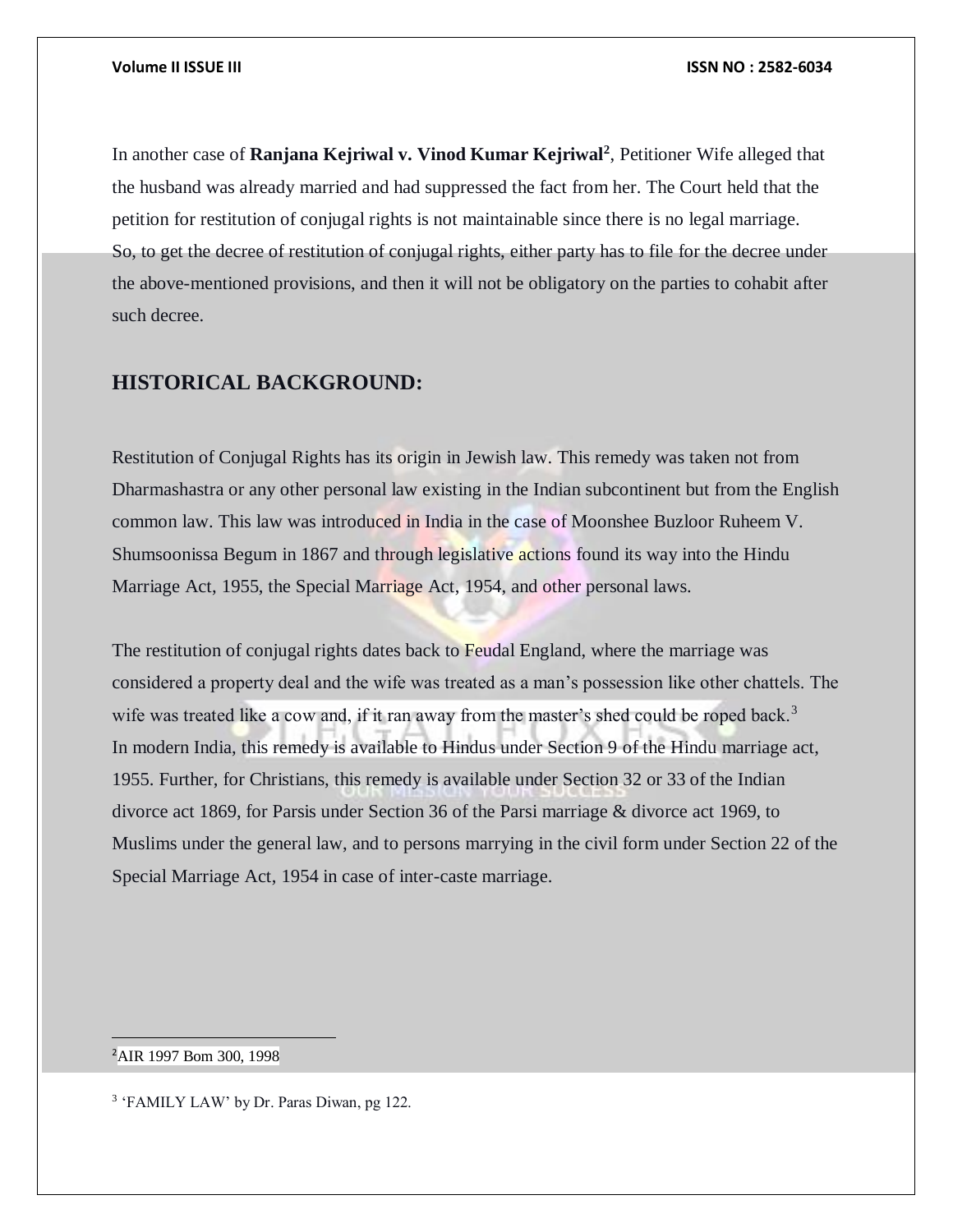In another case of **Ranjana Kejriwal v. Vinod Kumar Kejriwal**[2], Petitioner Wife alleged that the husband was already married and had suppressed the fact from her. The Court held that the petition for restitution of conjugal rights is not maintainable since there is no legal marriage. So, to get the decree of restitution of conjugal rights, either party has to file for the decree under the above-mentioned provisions, and then it will not be obligatory on the parties to cohabit after such decree.

## HISTORICAL BACKGROUND:

Restitution of Conjugal Rights has its origin in Jewish law. This remedy was taken not from Dharmashastra or any other personal law existing in the Indian subcontinent but from the English common law. This law was introduced in India in the case of Moonshee Buzloor Ruheem V. Shumsoonissa Begum in 1867 and through legislative actions found its way into the Hindu Marriage Act, 1955, the Special Marriage Act, 1954, and other personal laws.

The restitution of conjugal rights dates back to Feudal England, where the marriage was considered a property deal and the wife was treated as a man's possession like other chattels. The wife was treated like a cow and, if it ran away from the master's shed could be roped back.[3]
In modern India, this remedy is available to Hindus under Section 9 of the Hindu marriage act, 1955. Further, for Christians, this remedy is available under Section 32 or 33 of the Indian divorce act 1869, for Parsis under Section 36 of the Parsi marriage & divorce act 1969, to Muslims under the general law, and to persons marrying in the civil form under Section 22 of the Special Marriage Act, 1954 in case of inter-caste marriage.

---

[2] AIR 1997 Bom 300, 1998

[3] 'FAMILY LAW' by Dr. Paras Diwan, pg 122.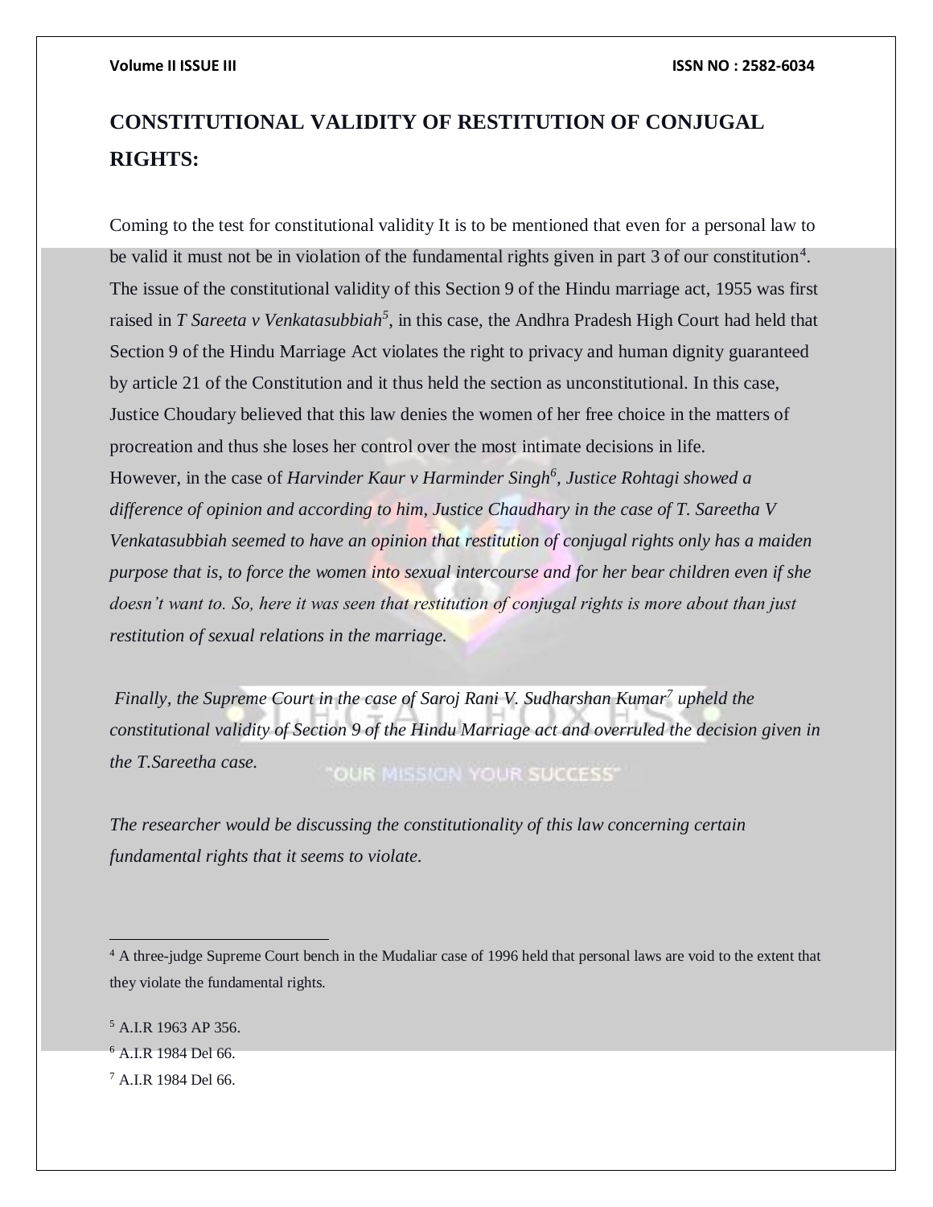## CONSTITUTIONAL VALIDITY OF RESTITUTION OF CONJUGAL RIGHTS:

Coming to the test for constitutional validity It is to be mentioned that even for a personal law to be valid it must not be in violation of the fundamental rights given in part 3 of our constitution[4]. The issue of the constitutional validity of this Section 9 of the Hindu marriage act, 1955 was first raised in *T Sareeta v Venkatasubbiah*[5], in this case, the Andhra Pradesh High Court had held that Section 9 of the Hindu Marriage Act violates the right to privacy and human dignity guaranteed by article 21 of the Constitution and it thus held the section as unconstitutional. In this case, Justice Choudary believed that this law denies the women of her free choice in the matters of procreation and thus she loses her control over the most intimate decisions in life.

However, in the case of *Harvinder Kaur v Harminder Singh*[6], *Justice Rohtagi showed a difference of opinion and according to him, Justice Chaudhary in the case of T. Sareetha V Venkatasubbiah seemed to have an opinion that restitution of conjugal rights only has a maiden purpose that is, to force the women into sexual intercourse and for her bear children even if she doesn't want to. So, here it was seen that restitution of conjugal rights is more about than just restitution of sexual relations in the marriage.*

*Finally, the Supreme Court in the case of Saroj Rani V. Sudharshan Kumar*[7] *upheld the constitutional validity of Section 9 of the Hindu Marriage act and overruled the decision given in the T.Sareetha case.*

*The researcher would be discussing the constitutionality of this law concerning certain fundamental rights that it seems to violate.*

---

[4] A three-judge Supreme Court bench in the Mudaliar case of 1996 held that personal laws are void to the extent that they violate the fundamental rights.

[5] A.I.R 1963 AP 356.

[6] A.I.R 1984 Del 66.

[7] A.I.R 1984 Del 66.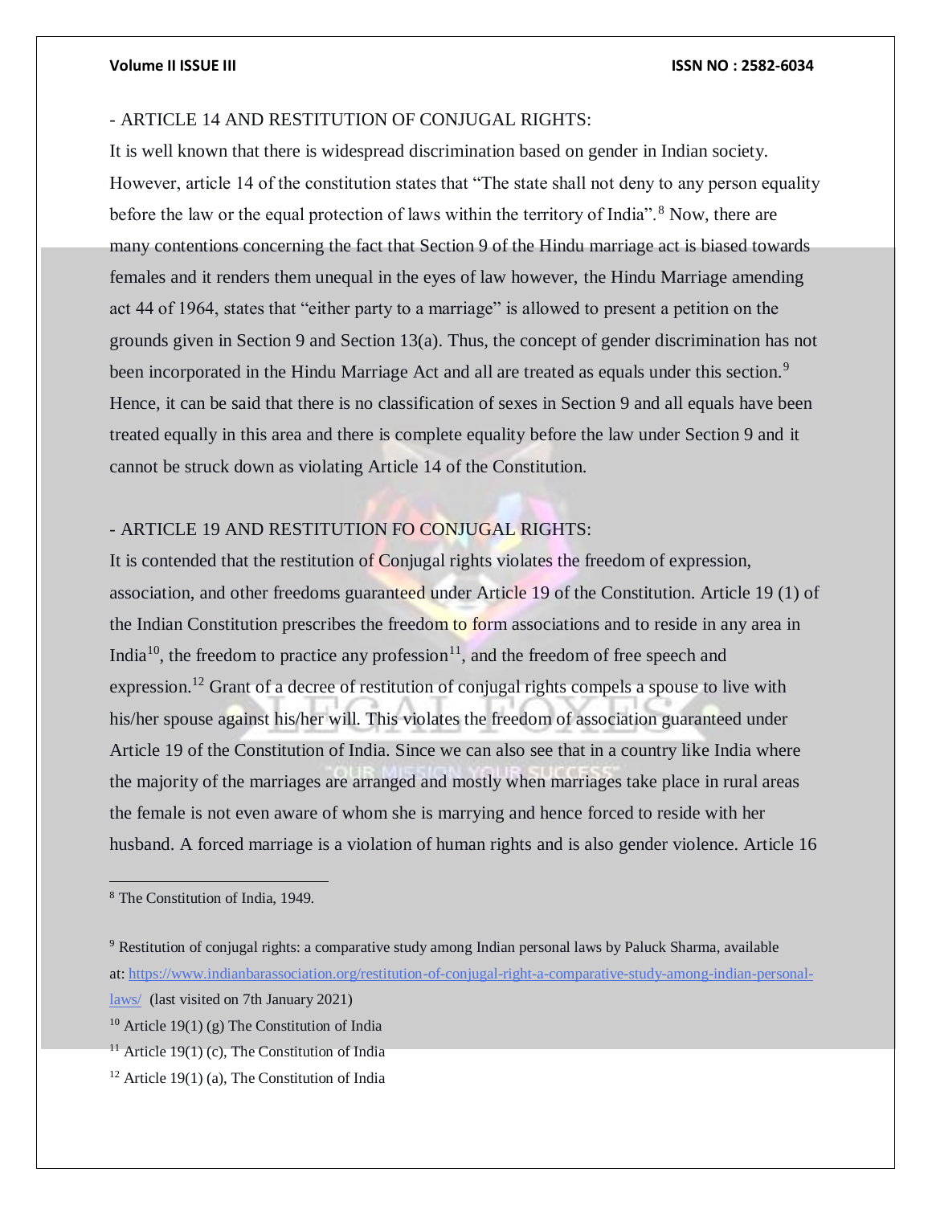- ARTICLE 14 AND RESTITUTION OF CONJUGAL RIGHTS:

It is well known that there is widespread discrimination based on gender in Indian society. However, article 14 of the constitution states that "The state shall not deny to any person equality before the law or the equal protection of laws within the territory of India".[8] Now, there are many contentions concerning the fact that Section 9 of the Hindu marriage act is biased towards females and it renders them unequal in the eyes of law however, the Hindu Marriage amending act 44 of 1964, states that "either party to a marriage" is allowed to present a petition on the grounds given in Section 9 and Section 13(a). Thus, the concept of gender discrimination has not been incorporated in the Hindu Marriage Act and all are treated as equals under this section.[9] Hence, it can be said that there is no classification of sexes in Section 9 and all equals have been treated equally in this area and there is complete equality before the law under Section 9 and it cannot be struck down as violating Article 14 of the Constitution.

- ARTICLE 19 AND RESTITUTION FO CONJUGAL RIGHTS:

It is contended that the restitution of Conjugal rights violates the freedom of expression, association, and other freedoms guaranteed under Article 19 of the Constitution. Article 19 (1) of the Indian Constitution prescribes the freedom to form associations and to reside in any area in India[10], the freedom to practice any profession[11], and the freedom of free speech and expression.[12] Grant of a decree of restitution of conjugal rights compels a spouse to live with his/her spouse against his/her will. This violates the freedom of association guaranteed under Article 19 of the Constitution of India. Since we can also see that in a country like India where the majority of the marriages are arranged and mostly when marriages take place in rural areas the female is not even aware of whom she is marrying and hence forced to reside with her husband. A forced marriage is a violation of human rights and is also gender violence. Article 16

[8] The Constitution of India, 1949.

[9] Restitution of conjugal rights: a comparative study among Indian personal laws by Paluck Sharma, available at: https://www.indianbarassociation.org/restitution-of-conjugal-right-a-comparative-study-among-indian-personal-laws/ (last visited on 7th January 2021)

[10] Article 19(1) (g) The Constitution of India

[11] Article 19(1) (c), The Constitution of India

[12] Article 19(1) (a), The Constitution of India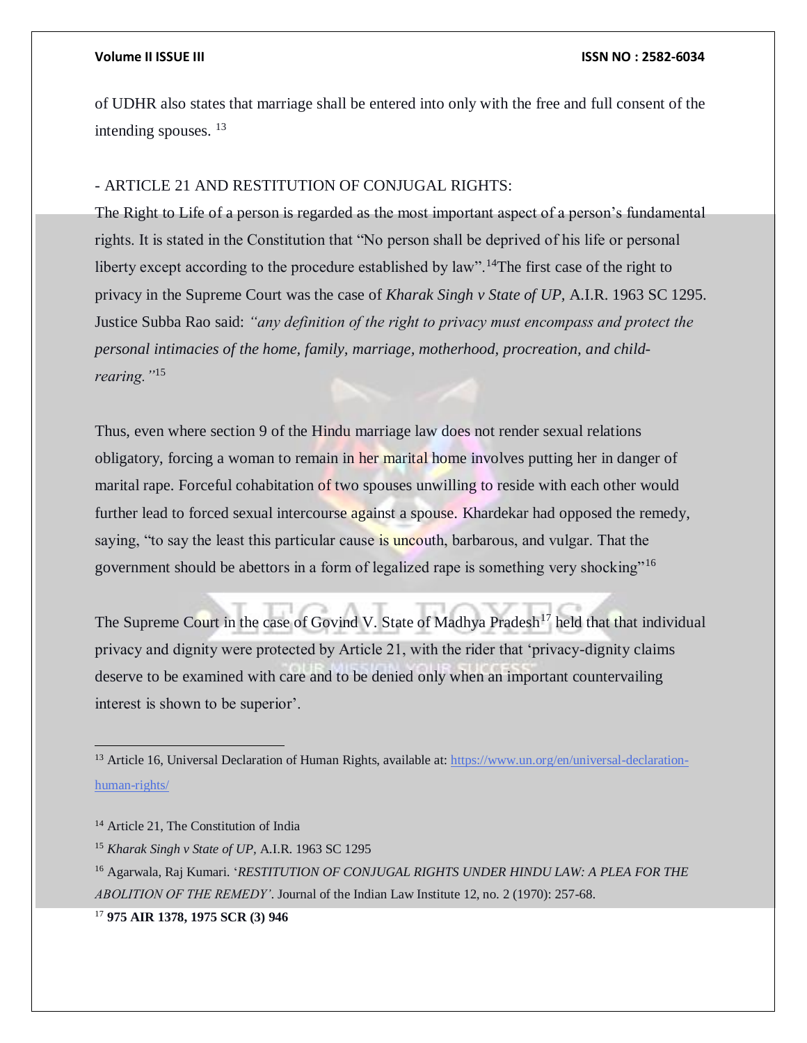of UDHR also states that marriage shall be entered into only with the free and full consent of the intending spouses. [13]

- ARTICLE 21 AND RESTITUTION OF CONJUGAL RIGHTS:

The Right to Life of a person is regarded as the most important aspect of a person's fundamental rights. It is stated in the Constitution that "No person shall be deprived of his life or personal liberty except according to the procedure established by law".[14]The first case of the right to privacy in the Supreme Court was the case of *Kharak Singh v State of UP,* A.I.R. 1963 SC 1295. Justice Subba Rao said: *"any definition of the right to privacy must encompass and protect the personal intimacies of the home, family, marriage, motherhood, procreation, and child-rearing."*[15]

Thus, even where section 9 of the Hindu marriage law does not render sexual relations obligatory, forcing a woman to remain in her marital home involves putting her in danger of marital rape. Forceful cohabitation of two spouses unwilling to reside with each other would further lead to forced sexual intercourse against a spouse. Khardekar had opposed the remedy, saying, "to say the least this particular cause is uncouth, barbarous, and vulgar. That the government should be abettors in a form of legalized rape is something very shocking"[16]

The Supreme Court in the case of Govind V. State of Madhya Pradesh[17] held that that individual privacy and dignity were protected by Article 21, with the rider that 'privacy-dignity claims deserve to be examined with care and to be denied only when an important countervailing interest is shown to be superior'.

---

[13] Article 16, Universal Declaration of Human Rights, available at: [https://www.un.org/en/universal-declaration-human-rights/](https://www.un.org/en/universal-declaration-human-rights/)

[14] Article 21, The Constitution of India

[15] *Kharak Singh v State of UP,* A.I.R. 1963 SC 1295

[16] Agarwala, Raj Kumari. '*RESTITUTION OF CONJUGAL RIGHTS UNDER HINDU LAW: A PLEA FOR THE ABOLITION OF THE REMEDY'*. Journal of the Indian Law Institute 12, no. 2 (1970): 257-68.

[17] **975 AIR 1378, 1975 SCR (3) 946**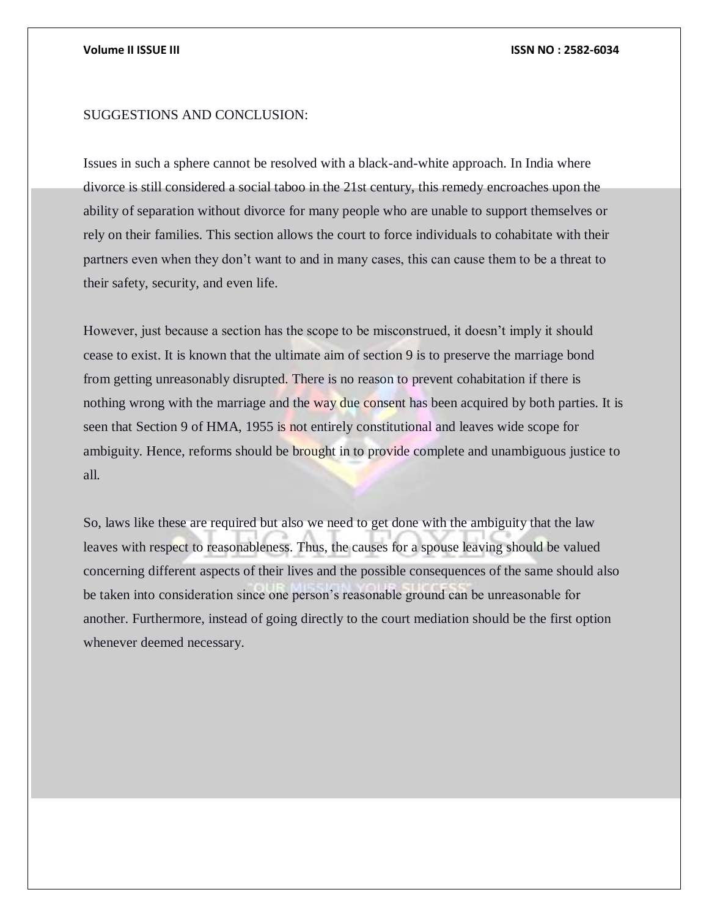## SUGGESTIONS AND CONCLUSION:

Issues in such a sphere cannot be resolved with a black-and-white approach. In India where divorce is still considered a social taboo in the 21st century, this remedy encroaches upon the ability of separation without divorce for many people who are unable to support themselves or rely on their families. This section allows the court to force individuals to cohabitate with their partners even when they don't want to and in many cases, this can cause them to be a threat to their safety, security, and even life.

However, just because a section has the scope to be misconstrued, it doesn't imply it should cease to exist. It is known that the ultimate aim of section 9 is to preserve the marriage bond from getting unreasonably disrupted. There is no reason to prevent cohabitation if there is nothing wrong with the marriage and the way due consent has been acquired by both parties. It is seen that Section 9 of HMA, 1955 is not entirely constitutional and leaves wide scope for ambiguity. Hence, reforms should be brought in to provide complete and unambiguous justice to all.

So, laws like these are required but also we need to get done with the ambiguity that the law leaves with respect to reasonableness. Thus, the causes for a spouse leaving should be valued concerning different aspects of their lives and the possible consequences of the same should also be taken into consideration since one person's reasonable ground can be unreasonable for another. Furthermore, instead of going directly to the court mediation should be the first option whenever deemed necessary.